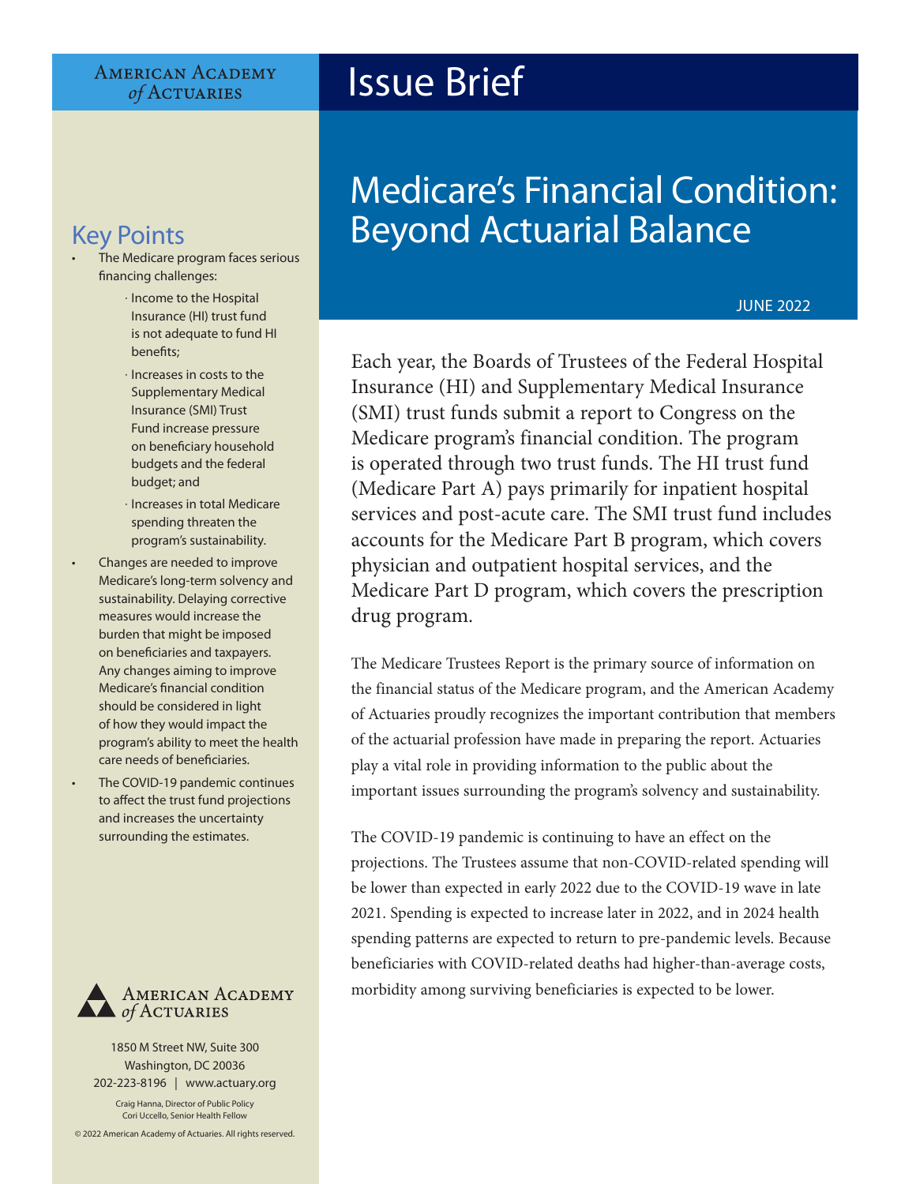American Academy of Actuaries

# Issue Brief

# Medicare's Financial Condition: Beyond Actuarial Balance

JUNE 2022

## Key Points

- The Medicare program faces serious financing challenges:
  - Income to the Hospital Insurance (HI) trust fund is not adequate to fund HI benefits;
  - Increases in costs to the Supplementary Medical Insurance (SMI) Trust Fund increase pressure on beneficiary household budgets and the federal budget; and
  - Increases in total Medicare spending threaten the program's sustainability.
- Changes are needed to improve Medicare's long-term solvency and sustainability. Delaying corrective measures would increase the burden that might be imposed on beneficiaries and taxpayers. Any changes aiming to improve Medicare's financial condition should be considered in light of how they would impact the program's ability to meet the health care needs of beneficiaries.
- The COVID-19 pandemic continues to affect the trust fund projections and increases the uncertainty surrounding the estimates.

Each year, the Boards of Trustees of the Federal Hospital Insurance (HI) and Supplementary Medical Insurance (SMI) trust funds submit a report to Congress on the Medicare program's financial condition. The program is operated through two trust funds. The HI trust fund (Medicare Part A) pays primarily for inpatient hospital services and post-acute care. The SMI trust fund includes accounts for the Medicare Part B program, which covers physician and outpatient hospital services, and the Medicare Part D program, which covers the prescription drug program.

The Medicare Trustees Report is the primary source of information on the financial status of the Medicare program, and the American Academy of Actuaries proudly recognizes the important contribution that members of the actuarial profession have made in preparing the report. Actuaries play a vital role in providing information to the public about the important issues surrounding the program's solvency and sustainability.

The COVID-19 pandemic is continuing to have an effect on the projections. The Trustees assume that non-COVID-related spending will be lower than expected in early 2022 due to the COVID-19 wave in late 2021. Spending is expected to increase later in 2022, and in 2024 health spending patterns are expected to return to pre-pandemic levels. Because beneficiaries with COVID-related deaths had higher-than-average costs, morbidity among surviving beneficiaries is expected to be lower.

American Academy of Actuaries
1850 M Street NW, Suite 300
Washington, DC 20036
202-223-8196 | www.actuary.org

Craig Hanna, Director of Public Policy
Cori Uccello, Senior Health Fellow

© 2022 American Academy of Actuaries. All rights reserved.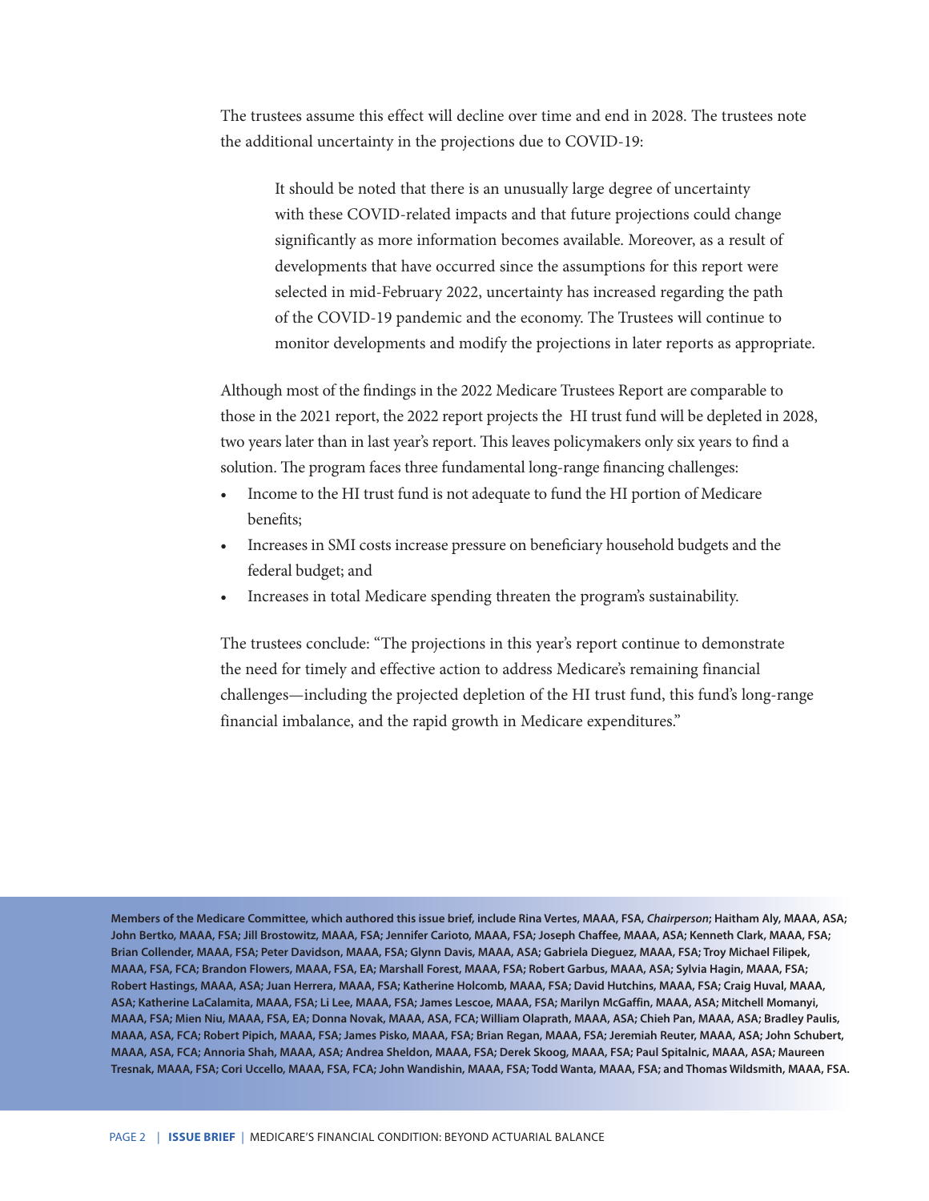The trustees assume this effect will decline over time and end in 2028. The trustees note the additional uncertainty in the projections due to COVID-19:

> It should be noted that there is an unusually large degree of uncertainty with these COVID-related impacts and that future projections could change significantly as more information becomes available. Moreover, as a result of developments that have occurred since the assumptions for this report were selected in mid-February 2022, uncertainty has increased regarding the path of the COVID-19 pandemic and the economy. The Trustees will continue to monitor developments and modify the projections in later reports as appropriate.

Although most of the findings in the 2022 Medicare Trustees Report are comparable to those in the 2021 report, the 2022 report projects the HI trust fund will be depleted in 2028, two years later than in last year's report. This leaves policymakers only six years to find a solution. The program faces three fundamental long-range financing challenges:

- Income to the HI trust fund is not adequate to fund the HI portion of Medicare benefits;
- Increases in SMI costs increase pressure on beneficiary household budgets and the federal budget; and
- Increases in total Medicare spending threaten the program's sustainability.

The trustees conclude: "The projections in this year's report continue to demonstrate the need for timely and effective action to address Medicare's remaining financial challenges—including the projected depletion of the HI trust fund, this fund's long-range financial imbalance, and the rapid growth in Medicare expenditures."

**Members of the Medicare Committee, which authored this issue brief, include Rina Vertes, MAAA, FSA, *Chairperson*; Haitham Aly, MAAA, ASA; John Bertko, MAAA, FSA; Jill Brostowitz, MAAA, FSA; Jennifer Carioto, MAAA, FSA; Joseph Chaffee, MAAA, ASA; Kenneth Clark, MAAA, FSA; Brian Collender, MAAA, FSA; Peter Davidson, MAAA, FSA; Glynn Davis, MAAA, ASA; Gabriela Dieguez, MAAA, FSA; Troy Michael Filipek, MAAA, FSA, FCA; Brandon Flowers, MAAA, FSA, EA; Marshall Forest, MAAA, FSA; Robert Garbus, MAAA, ASA; Sylvia Hagin, MAAA, FSA; Robert Hastings, MAAA, ASA; Juan Herrera, MAAA, FSA; Katherine Holcomb, MAAA, FSA; David Hutchins, MAAA, FSA; Craig Huval, MAAA, ASA; Katherine LaCalamita, MAAA, FSA; Li Lee, MAAA, FSA; James Lescoe, MAAA, FSA; Marilyn McGaffin, MAAA, ASA; Mitchell Momanyi, MAAA, FSA; Mien Niu, MAAA, FSA, EA; Donna Novak, MAAA, ASA, FCA; William Olaprath, MAAA, ASA; Chieh Pan, MAAA, ASA; Bradley Paulis, MAAA, ASA, FCA; Robert Pipich, MAAA, FSA; James Pisko, MAAA, FSA; Brian Regan, MAAA, FSA; Jeremiah Reuter, MAAA, ASA; John Schubert, MAAA, ASA, FCA; Annoria Shah, MAAA, ASA; Andrea Sheldon, MAAA, FSA; Derek Skoog, MAAA, FSA; Paul Spitalnic, MAAA, ASA; Maureen Tresnak, MAAA, FSA; Cori Uccello, MAAA, FSA, FCA; John Wandishin, MAAA, FSA; Todd Wanta, MAAA, FSA; and Thomas Wildsmith, MAAA, FSA.**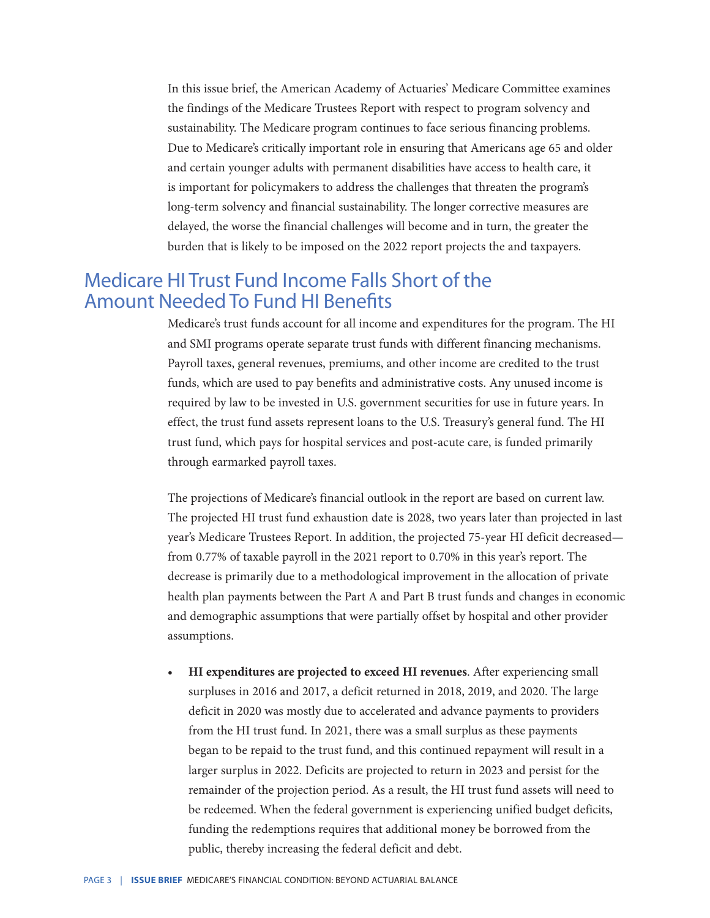In this issue brief, the American Academy of Actuaries' Medicare Committee examines the findings of the Medicare Trustees Report with respect to program solvency and sustainability. The Medicare program continues to face serious financing problems. Due to Medicare's critically important role in ensuring that Americans age 65 and older and certain younger adults with permanent disabilities have access to health care, it is important for policymakers to address the challenges that threaten the program's long-term solvency and financial sustainability. The longer corrective measures are delayed, the worse the financial challenges will become and in turn, the greater the burden that is likely to be imposed on the 2022 report projects the and taxpayers.

## Medicare HI Trust Fund Income Falls Short of the Amount Needed To Fund HI Benefits

Medicare's trust funds account for all income and expenditures for the program. The HI and SMI programs operate separate trust funds with different financing mechanisms. Payroll taxes, general revenues, premiums, and other income are credited to the trust funds, which are used to pay benefits and administrative costs. Any unused income is required by law to be invested in U.S. government securities for use in future years. In effect, the trust fund assets represent loans to the U.S. Treasury's general fund. The HI trust fund, which pays for hospital services and post-acute care, is funded primarily through earmarked payroll taxes.

The projections of Medicare's financial outlook in the report are based on current law. The projected HI trust fund exhaustion date is 2028, two years later than projected in last year's Medicare Trustees Report. In addition, the projected 75-year HI deficit decreased—from 0.77% of taxable payroll in the 2021 report to 0.70% in this year's report. The decrease is primarily due to a methodological improvement in the allocation of private health plan payments between the Part A and Part B trust funds and changes in economic and demographic assumptions that were partially offset by hospital and other provider assumptions.

- **HI expenditures are projected to exceed HI revenues**. After experiencing small surpluses in 2016 and 2017, a deficit returned in 2018, 2019, and 2020. The large deficit in 2020 was mostly due to accelerated and advance payments to providers from the HI trust fund. In 2021, there was a small surplus as these payments began to be repaid to the trust fund, and this continued repayment will result in a larger surplus in 2022. Deficits are projected to return in 2023 and persist for the remainder of the projection period. As a result, the HI trust fund assets will need to be redeemed. When the federal government is experiencing unified budget deficits, funding the redemptions requires that additional money be borrowed from the public, thereby increasing the federal deficit and debt.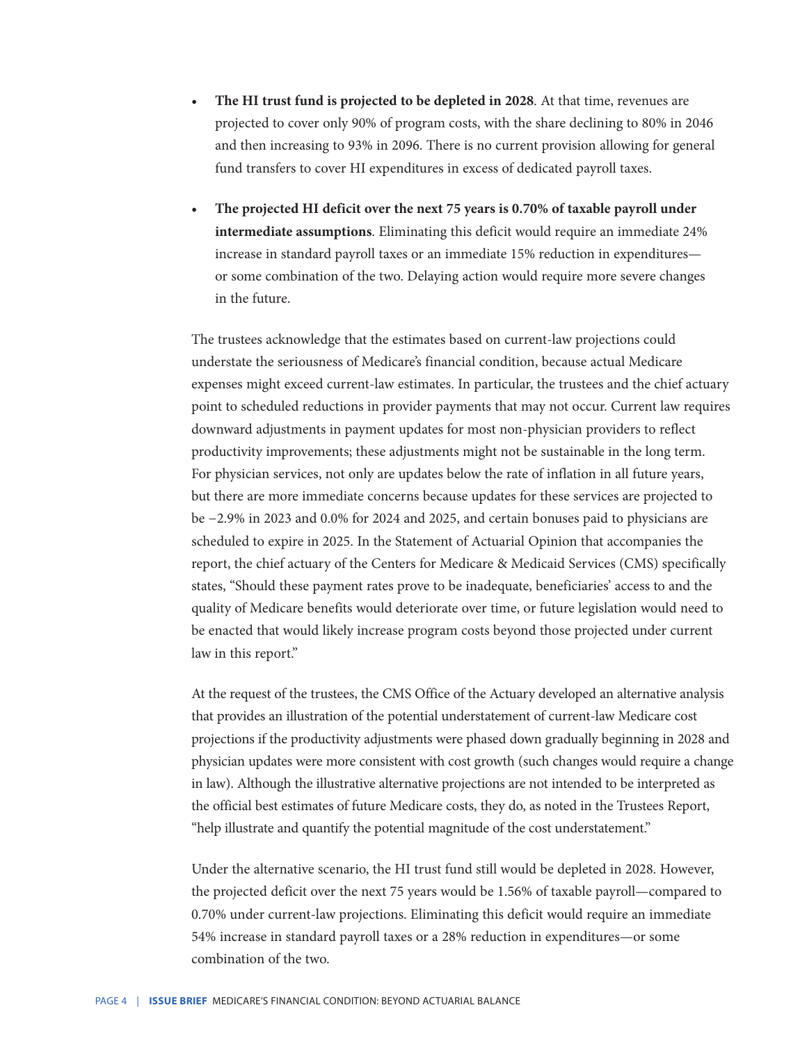- **The HI trust fund is projected to be depleted in 2028**. At that time, revenues are projected to cover only 90% of program costs, with the share declining to 80% in 2046 and then increasing to 93% in 2096. There is no current provision allowing for general fund transfers to cover HI expenditures in excess of dedicated payroll taxes.

- **The projected HI deficit over the next 75 years is 0.70% of taxable payroll under intermediate assumptions**. Eliminating this deficit would require an immediate 24% increase in standard payroll taxes or an immediate 15% reduction in expenditures—or some combination of the two. Delaying action would require more severe changes in the future.

The trustees acknowledge that the estimates based on current-law projections could understate the seriousness of Medicare's financial condition, because actual Medicare expenses might exceed current-law estimates. In particular, the trustees and the chief actuary point to scheduled reductions in provider payments that may not occur. Current law requires downward adjustments in payment updates for most non-physician providers to reflect productivity improvements; these adjustments might not be sustainable in the long term. For physician services, not only are updates below the rate of inflation in all future years, but there are more immediate concerns because updates for these services are projected to be −2.9% in 2023 and 0.0% for 2024 and 2025, and certain bonuses paid to physicians are scheduled to expire in 2025. In the Statement of Actuarial Opinion that accompanies the report, the chief actuary of the Centers for Medicare & Medicaid Services (CMS) specifically states, "Should these payment rates prove to be inadequate, beneficiaries' access to and the quality of Medicare benefits would deteriorate over time, or future legislation would need to be enacted that would likely increase program costs beyond those projected under current law in this report."

At the request of the trustees, the CMS Office of the Actuary developed an alternative analysis that provides an illustration of the potential understatement of current-law Medicare cost projections if the productivity adjustments were phased down gradually beginning in 2028 and physician updates were more consistent with cost growth (such changes would require a change in law). Although the illustrative alternative projections are not intended to be interpreted as the official best estimates of future Medicare costs, they do, as noted in the Trustees Report, "help illustrate and quantify the potential magnitude of the cost understatement."

Under the alternative scenario, the HI trust fund still would be depleted in 2028. However, the projected deficit over the next 75 years would be 1.56% of taxable payroll—compared to 0.70% under current-law projections. Eliminating this deficit would require an immediate 54% increase in standard payroll taxes or a 28% reduction in expenditures—or some combination of the two.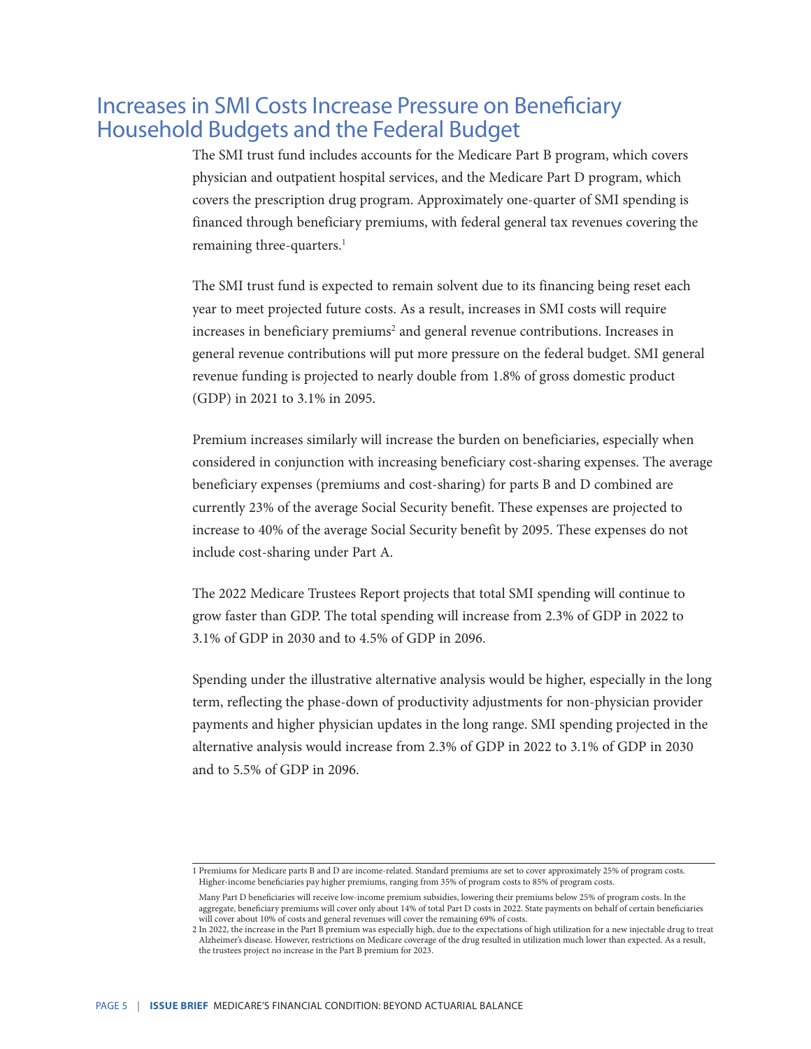## Increases in SMI Costs Increase Pressure on Beneficiary Household Budgets and the Federal Budget

The SMI trust fund includes accounts for the Medicare Part B program, which covers physician and outpatient hospital services, and the Medicare Part D program, which covers the prescription drug program. Approximately one-quarter of SMI spending is financed through beneficiary premiums, with federal general tax revenues covering the remaining three-quarters.[1]

The SMI trust fund is expected to remain solvent due to its financing being reset each year to meet projected future costs. As a result, increases in SMI costs will require increases in beneficiary premiums[2] and general revenue contributions. Increases in general revenue contributions will put more pressure on the federal budget. SMI general revenue funding is projected to nearly double from 1.8% of gross domestic product (GDP) in 2021 to 3.1% in 2095.

Premium increases similarly will increase the burden on beneficiaries, especially when considered in conjunction with increasing beneficiary cost-sharing expenses. The average beneficiary expenses (premiums and cost-sharing) for parts B and D combined are currently 23% of the average Social Security benefit. These expenses are projected to increase to 40% of the average Social Security benefit by 2095. These expenses do not include cost-sharing under Part A.

The 2022 Medicare Trustees Report projects that total SMI spending will continue to grow faster than GDP. The total spending will increase from 2.3% of GDP in 2022 to 3.1% of GDP in 2030 and to 4.5% of GDP in 2096.

Spending under the illustrative alternative analysis would be higher, especially in the long term, reflecting the phase-down of productivity adjustments for non-physician provider payments and higher physician updates in the long range. SMI spending projected in the alternative analysis would increase from 2.3% of GDP in 2022 to 3.1% of GDP in 2030 and to 5.5% of GDP in 2096.

---

1 Premiums for Medicare parts B and D are income-related. Standard premiums are set to cover approximately 25% of program costs. Higher-income beneficiaries pay higher premiums, ranging from 35% of program costs to 85% of program costs.

Many Part D beneficiaries will receive low-income premium subsidies, lowering their premiums below 25% of program costs. In the aggregate, beneficiary premiums will cover only about 14% of total Part D costs in 2022. State payments on behalf of certain beneficiaries will cover about 10% of costs and general revenues will cover the remaining 69% of costs.

2 In 2022, the increase in the Part B premium was especially high, due to the expectations of high utilization for a new injectable drug to treat Alzheimer's disease. However, restrictions on Medicare coverage of the drug resulted in utilization much lower than expected. As a result, the trustees project no increase in the Part B premium for 2023.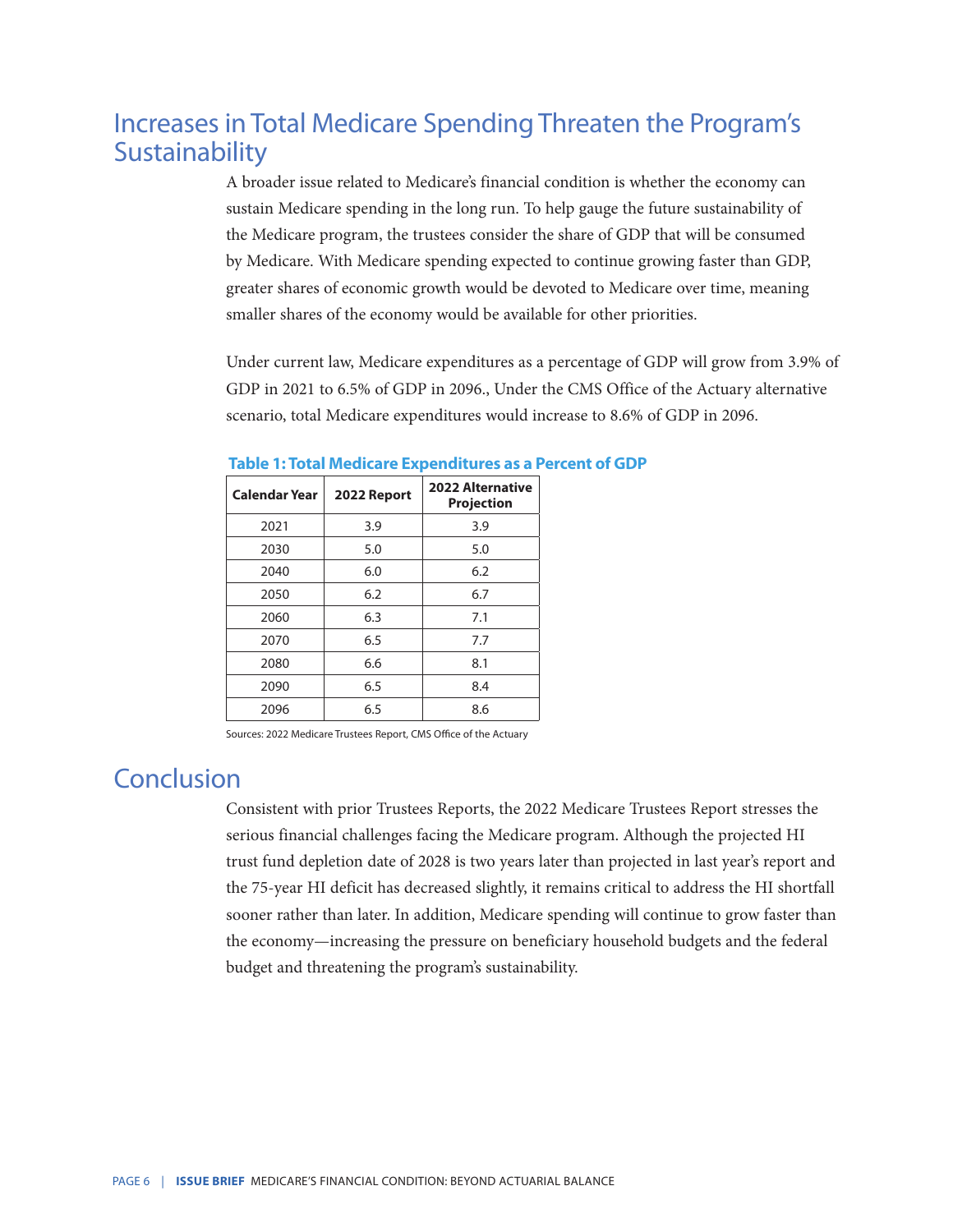## Increases in Total Medicare Spending Threaten the Program's Sustainability

A broader issue related to Medicare's financial condition is whether the economy can sustain Medicare spending in the long run. To help gauge the future sustainability of the Medicare program, the trustees consider the share of GDP that will be consumed by Medicare. With Medicare spending expected to continue growing faster than GDP, greater shares of economic growth would be devoted to Medicare over time, meaning smaller shares of the economy would be available for other priorities.

Under current law, Medicare expenditures as a percentage of GDP will grow from 3.9% of GDP in 2021 to 6.5% of GDP in 2096., Under the CMS Office of the Actuary alternative scenario, total Medicare expenditures would increase to 8.6% of GDP in 2096.

**Table 1: Total Medicare Expenditures as a Percent of GDP**

| Calendar Year | 2022 Report | 2022 Alternative Projection |
|---|---|---|
| 2021 | 3.9 | 3.9 |
| 2030 | 5.0 | 5.0 |
| 2040 | 6.0 | 6.2 |
| 2050 | 6.2 | 6.7 |
| 2060 | 6.3 | 7.1 |
| 2070 | 6.5 | 7.7 |
| 2080 | 6.6 | 8.1 |
| 2090 | 6.5 | 8.4 |
| 2096 | 6.5 | 8.6 |

Sources: 2022 Medicare Trustees Report, CMS Office of the Actuary

## Conclusion

Consistent with prior Trustees Reports, the 2022 Medicare Trustees Report stresses the serious financial challenges facing the Medicare program. Although the projected HI trust fund depletion date of 2028 is two years later than projected in last year's report and the 75-year HI deficit has decreased slightly, it remains critical to address the HI shortfall sooner rather than later. In addition, Medicare spending will continue to grow faster than the economy—increasing the pressure on beneficiary household budgets and the federal budget and threatening the program's sustainability.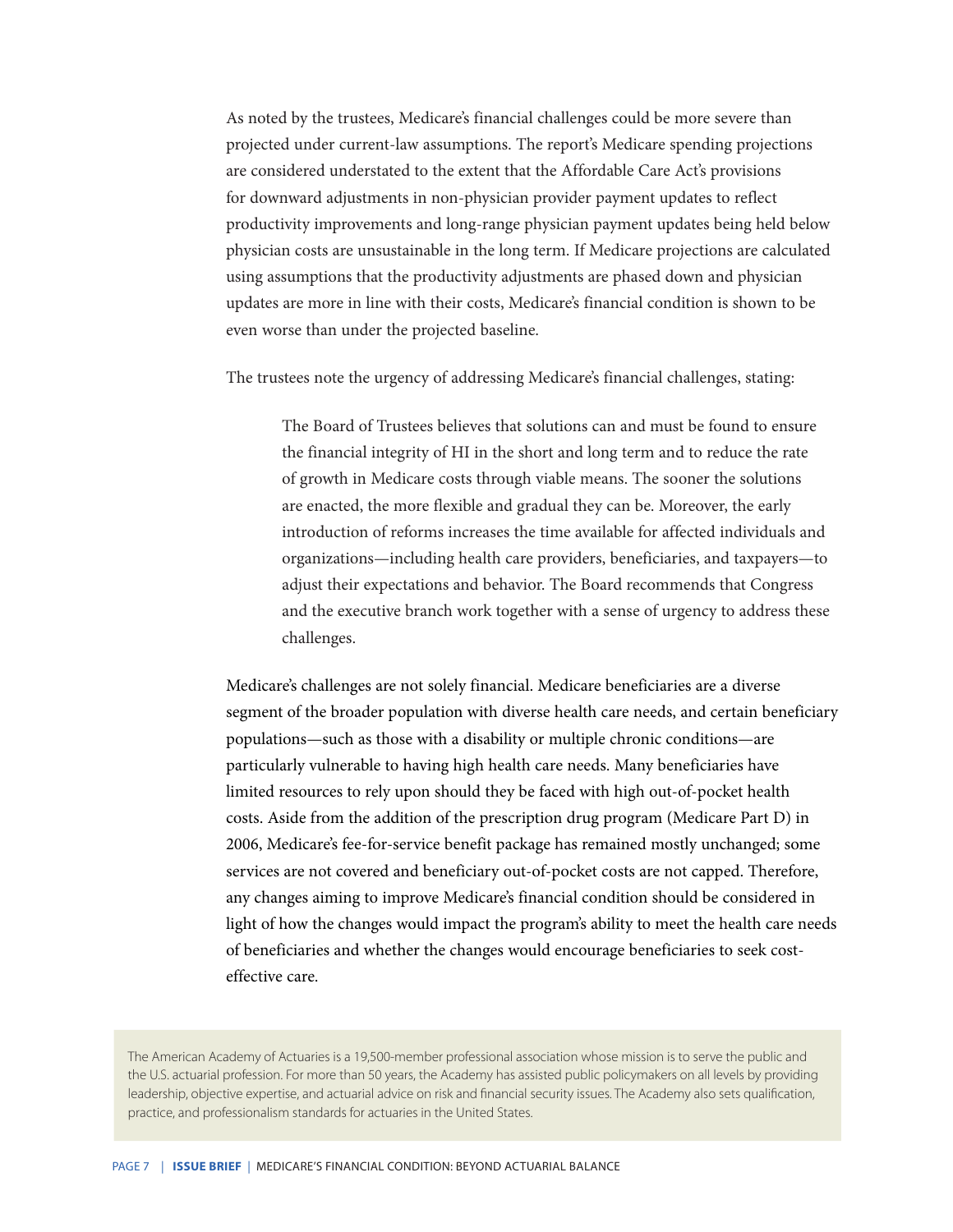As noted by the trustees, Medicare's financial challenges could be more severe than projected under current-law assumptions. The report's Medicare spending projections are considered understated to the extent that the Affordable Care Act's provisions for downward adjustments in non-physician provider payment updates to reflect productivity improvements and long-range physician payment updates being held below physician costs are unsustainable in the long term. If Medicare projections are calculated using assumptions that the productivity adjustments are phased down and physician updates are more in line with their costs, Medicare's financial condition is shown to be even worse than under the projected baseline.

The trustees note the urgency of addressing Medicare's financial challenges, stating:

> The Board of Trustees believes that solutions can and must be found to ensure the financial integrity of HI in the short and long term and to reduce the rate of growth in Medicare costs through viable means. The sooner the solutions are enacted, the more flexible and gradual they can be. Moreover, the early introduction of reforms increases the time available for affected individuals and organizations—including health care providers, beneficiaries, and taxpayers—to adjust their expectations and behavior. The Board recommends that Congress and the executive branch work together with a sense of urgency to address these challenges.

Medicare's challenges are not solely financial. Medicare beneficiaries are a diverse segment of the broader population with diverse health care needs, and certain beneficiary populations—such as those with a disability or multiple chronic conditions—are particularly vulnerable to having high health care needs. Many beneficiaries have limited resources to rely upon should they be faced with high out-of-pocket health costs. Aside from the addition of the prescription drug program (Medicare Part D) in 2006, Medicare's fee-for-service benefit package has remained mostly unchanged; some services are not covered and beneficiary out-of-pocket costs are not capped. Therefore, any changes aiming to improve Medicare's financial condition should be considered in light of how the changes would impact the program's ability to meet the health care needs of beneficiaries and whether the changes would encourage beneficiaries to seek cost-effective care.

The American Academy of Actuaries is a 19,500-member professional association whose mission is to serve the public and the U.S. actuarial profession. For more than 50 years, the Academy has assisted public policymakers on all levels by providing leadership, objective expertise, and actuarial advice on risk and financial security issues. The Academy also sets qualification, practice, and professionalism standards for actuaries in the United States.